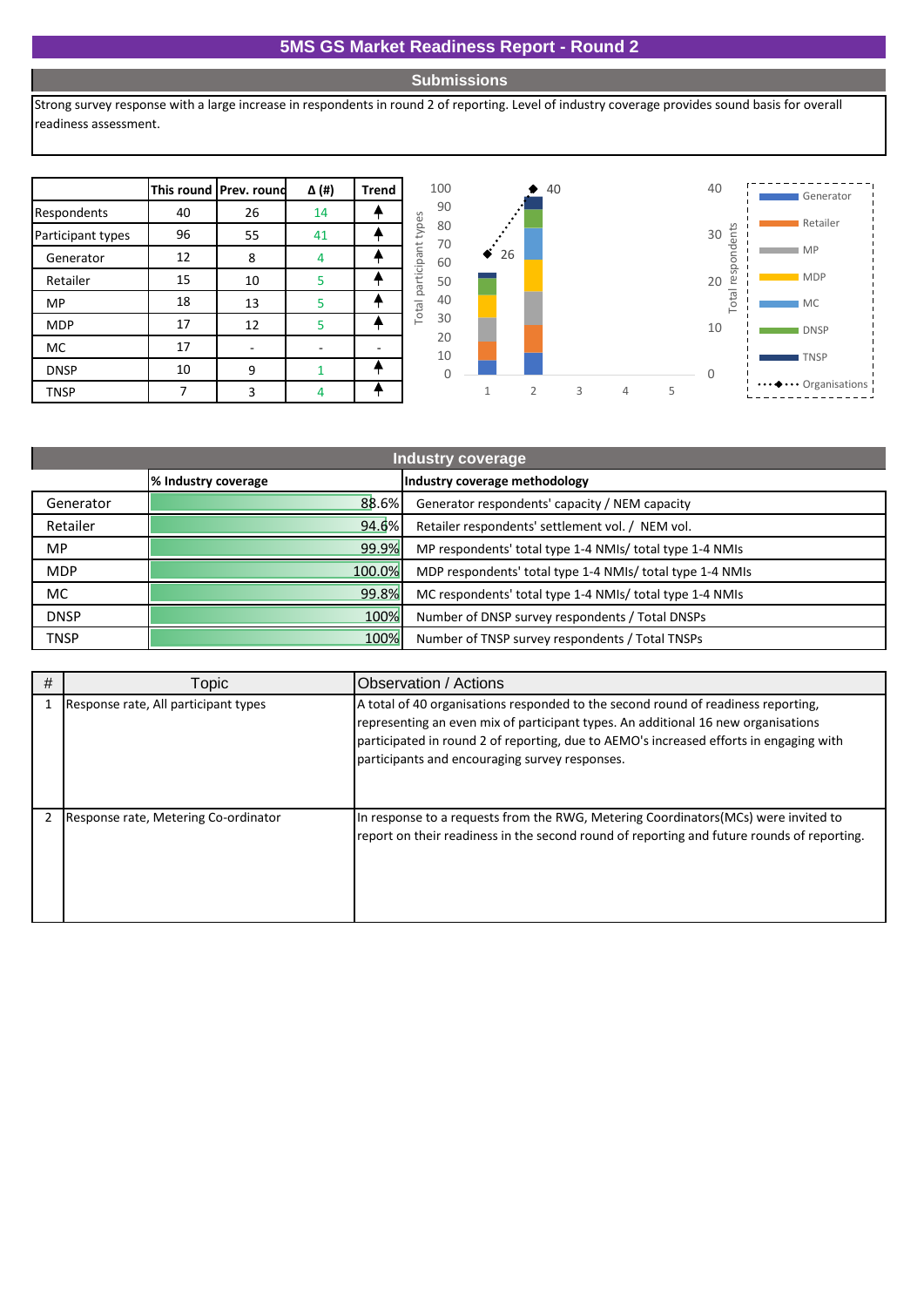# 5MS GS Market Readiness Report - Round 2

## Submissions

Strong survey response with a large increase in respondents in round 2 of reporting. Level of industry coverage provides sound basis for overall readiness assessment.

| | This round | Prev. round | Δ (#) | Trend |
|---|---|---|---|---|
| Respondents | 40 | 26 | 14 | ↑ |
| Participant types | 96 | 55 | 41 | ↑ |
| Generator | 12 | 8 | 4 | ↑ |
| Retailer | 15 | 10 | 5 | ↑ |
| MP | 18 | 13 | 5 | ↑ |
| MDP | 17 | 12 | 5 | ↑ |
| MC | 17 | - | - | - |
| DNSP | 10 | 9 | 1 | ↑ |
| TNSP | 7 | 3 | 4 | ↑ |

## Industry coverage

| | % Industry coverage | Industry coverage methodology |
|---|---|---|
| Generator | 88.6% | Generator respondents' capacity / NEM capacity |
| Retailer | 94.6% | Retailer respondents' settlement vol. / NEM vol. |
| MP | 99.9% | MP respondents' total type 1-4 NMIs/ total type 1-4 NMIs |
| MDP | 100.0% | MDP respondents' total type 1-4 NMIs/ total type 1-4 NMIs |
| MC | 99.8% | MC respondents' total type 1-4 NMIs/ total type 1-4 NMIs |
| DNSP | 100% | Number of DNSP survey respondents / Total DNSPs |
| TNSP | 100% | Number of TNSP survey respondents / Total TNSPs |

| # | Topic | Observation / Actions |
|---|---|---|
| 1 | Response rate, All participant types | A total of 40 organisations responded to the second round of readiness reporting, representing an even mix of participant types. An additional 16 new organisations participated in round 2 of reporting, due to AEMO's increased efforts in engaging with participants and encouraging survey responses. |
| 2 | Response rate, Metering Co-ordinator | In response to a requests from the RWG, Metering Coordinators(MCs) were invited to report on their readiness in the second round of reporting and future rounds of reporting. |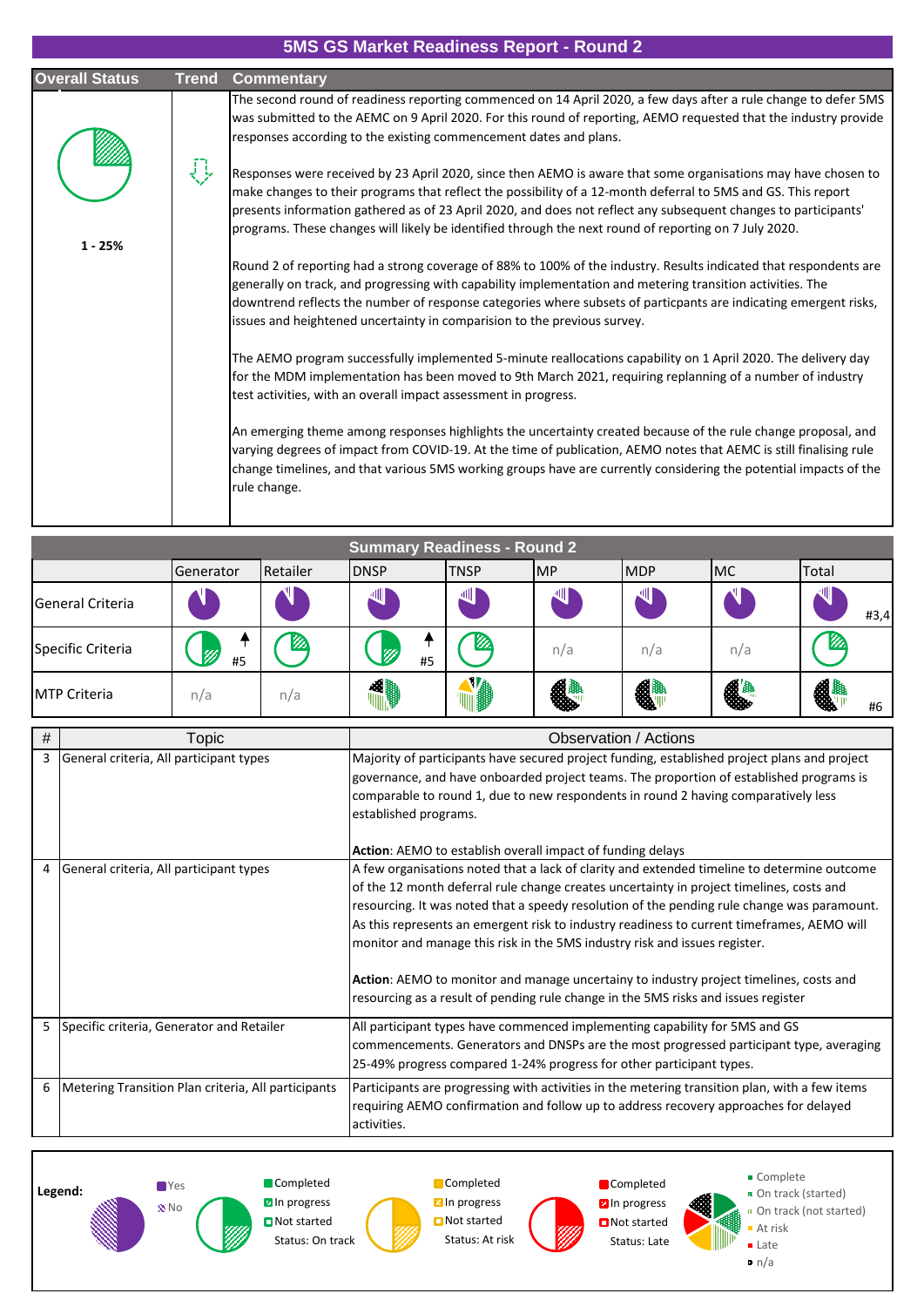# 5MS GS Market Readiness Report - Round 2

| Overall Status | Trend | Commentary |
|---|---|---|
| 1 - 25% | ⇩ | The second round of readiness reporting commenced on 14 April 2020, a few days after a rule change to defer 5MS was submitted to the AEMC on 9 April 2020. For this round of reporting, AEMO requested that the industry provide responses according to the existing commencement dates and plans.<br><br>Responses were received by 23 April 2020, since then AEMO is aware that some organisations may have chosen to make changes to their programs that reflect the possibility of a 12-month deferral to 5MS and GS. This report presents information gathered as of 23 April 2020, and does not reflect any subsequent changes to participants' programs. These changes will likely be identified through the next round of reporting on 7 July 2020.<br><br>Round 2 of reporting had a strong coverage of 88% to 100% of the industry. Results indicated that respondents are generally on track, and progressing with capability implementation and metering transition activities. The downtrend reflects the number of response categories where subsets of particpants are indicating emergent risks, issues and heightened uncertainty in comparision to the previous survey.<br><br>The AEMO program successfully implemented 5-minute reallocations capability on 1 April 2020. The delivery day for the MDM implementation has been moved to 9th March 2021, requiring replanning of a number of industry test activities, with an overall impact assessment in progress.<br><br>An emerging theme among responses highlights the uncertainty created because of the rule change proposal, and varying degrees of impact from COVID-19. At the time of publication, AEMO notes that AEMC is still finalising rule change timelines, and that various 5MS working groups have are currently considering the potential impacts of the rule change. |

## Summary Readiness - Round 2

| | Generator | Retailer | DNSP | TNSP | MP | MDP | MC | Total |
|---|---|---|---|---|---|---|---|---|
| General Criteria | | | | | | | | #3,4 |
| Specific Criteria | ↑ #5 | | ↑ #5 | | n/a | n/a | n/a | |
| MTP Criteria | n/a | n/a | | | | | | #6 |

| # | Topic | Observation / Actions |
|---|---|---|
| 3 | General criteria, All participant types | Majority of participants have secured project funding, established project plans and project governance, and have onboarded project teams. The proportion of established programs is comparable to round 1, due to new respondents in round 2 having comparatively less established programs.<br><br>**Action**: AEMO to establish overall impact of funding delays |
| 4 | General criteria, All participant types | A few organisations noted that a lack of clarity and extended timeline to determine outcome of the 12 month deferral rule change creates uncertainty in project timelines, costs and resourcing. It was noted that a speedy resolution of the pending rule change was paramount. As this represents an emergent risk to industry readiness to current timeframes, AEMO will monitor and manage this risk in the 5MS industry risk and issues register.<br><br>**Action**: AEMO to monitor and manage uncertainy to industry project timelines, costs and resourcing as a result of pending rule change in the 5MS risks and issues register |
| 5 | Specific criteria, Generator and Retailer | All participant types have commenced implementing capability for 5MS and GS commencements. Generators and DNSPs are the most progressed participant type, averaging 25-49% progress compared 1-24% progress for other participant types. |
| 6 | Metering Transition Plan criteria, All participants | Participants are progressing with activities in the metering transition plan, with a few items requiring AEMO confirmation and follow up to address recovery approaches for delayed activities. |

**Legend:**

- Yes / No
- Completed / In progress / Not started — Status: On track
- Completed / In progress / Not started — Status: At risk
- Completed / In progress / Not started — Status: Late
- Complete / On track (started) / On track (not started) / At risk / Late / n/a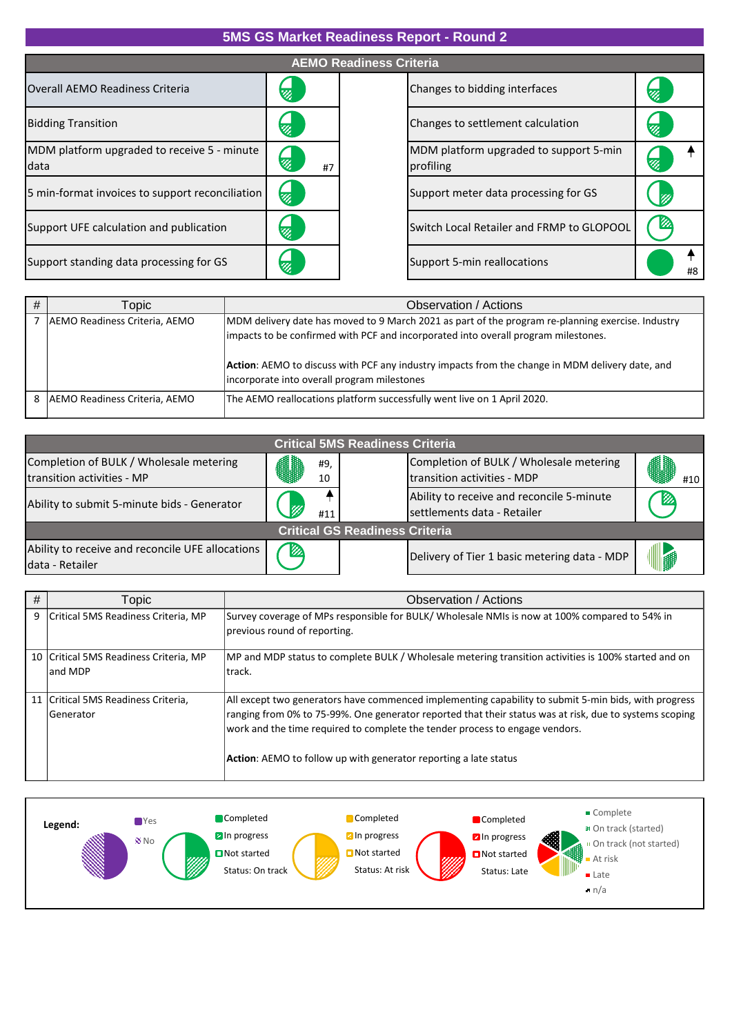# 5MS GS Market Readiness Report - Round 2

## AEMO Readiness Criteria

| | | | |
|---|---|---|---|
| Overall AEMO Readiness Criteria | | Changes to bidding interfaces | |
| Bidding Transition | | Changes to settlement calculation | |
| MDM platform upgraded to receive 5 - minute data | #7 | MDM platform upgraded to support 5-min profiling | ↑ |
| 5 min-format invoices to support reconciliation | | Support meter data processing for GS | |
| Support UFE calculation and publication | | Switch Local Retailer and FRMP to GLOPOOL | |
| Support standing data processing for GS | | Support 5-min reallocations | ↑ #8 |

| # | Topic | Observation / Actions |
|---|---|---|
| 7 | AEMO Readiness Criteria, AEMO | MDM delivery date has moved to 9 March 2021 as part of the program re-planning exercise. Industry impacts to be confirmed with PCF and incorporated into overall program milestones.<br><br>**Action**: AEMO to discuss with PCF any industry impacts from the change in MDM delivery date, and incorporate into overall program milestones |
| 8 | AEMO Readiness Criteria, AEMO | The AEMO reallocations platform successfully went live on 1 April 2020. |

## Critical 5MS Readiness Criteria

| | | | |
|---|---|---|---|
| Completion of BULK / Wholesale metering transition activities - MP | #9, 10 | Completion of BULK / Wholesale metering transition activities - MDP | #10 |
| Ability to submit 5-minute bids - Generator | ↑ #11 | Ability to receive and reconcile 5-minute settlements data - Retailer | |

## Critical GS Readiness Criteria

| | | | |
|---|---|---|---|
| Ability to receive and reconcile UFE allocations data - Retailer | | Delivery of Tier 1 basic metering data - MDP | |

| # | Topic | Observation / Actions |
|---|---|---|
| 9 | Critical 5MS Readiness Criteria, MP | Survey coverage of MPs responsible for BULK/ Wholesale NMIs is now at 100% compared to 54% in previous round of reporting. |
| 10 | Critical 5MS Readiness Criteria, MP and MDP | MP and MDP status to complete BULK / Wholesale metering transition activities is 100% started and on track. |
| 11 | Critical 5MS Readiness Criteria, Generator | All except two generators have commenced implementing capability to submit 5-min bids, with progress ranging from 0% to 75-99%. One generator reported that their status was at risk, due to systems scoping work and the time required to complete the tender process to engage vendors.<br><br>**Action**: AEMO to follow up with generator reporting a late status |

**Legend:**

Yes
No

Completed
In progress
Not started
Status: On track

Completed
In progress
Not started
Status: At risk

Completed
In progress
Not started
Status: Late

Complete
On track (started)
On track (not started)
At risk
Late
n/a